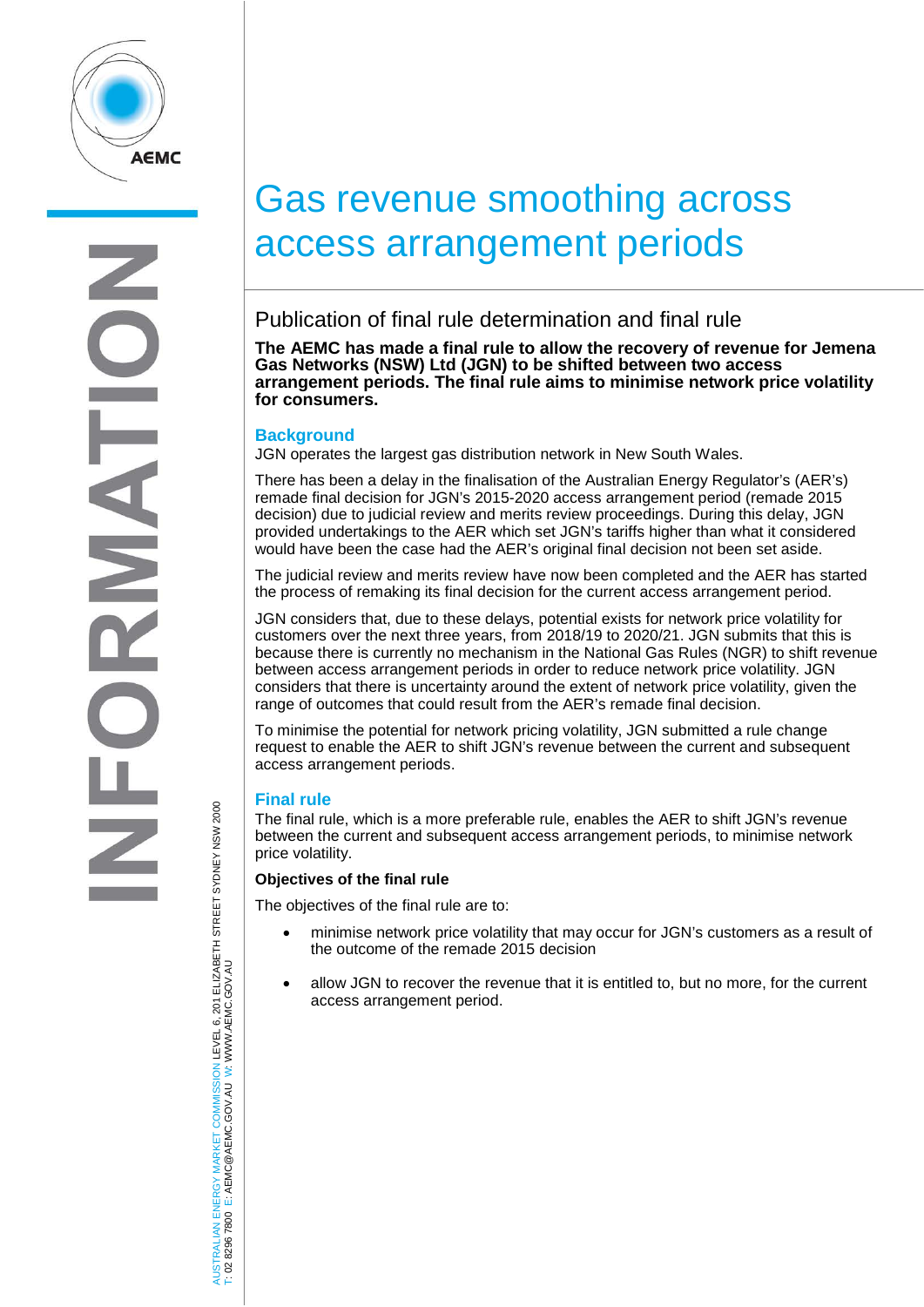# Gas revenue smoothing across access arrangement periods

## Publication of final rule determination and final rule

**The AEMC has made a final rule to allow the recovery of revenue for Jemena Gas Networks (NSW) Ltd (JGN) to be shifted between two access arrangement periods. The final rule aims to minimise network price volatility for consumers.**

### Background

JGN operates the largest gas distribution network in New South Wales.

There has been a delay in the finalisation of the Australian Energy Regulator's (AER's) remade final decision for JGN's 2015-2020 access arrangement period (remade 2015 decision) due to judicial review and merits review proceedings. During this delay, JGN provided undertakings to the AER which set JGN's tariffs higher than what it considered would have been the case had the AER's original final decision not been set aside.

The judicial review and merits review have now been completed and the AER has started the process of remaking its final decision for the current access arrangement period.

JGN considers that, due to these delays, potential exists for network price volatility for customers over the next three years, from 2018/19 to 2020/21. JGN submits that this is because there is currently no mechanism in the National Gas Rules (NGR) to shift revenue between access arrangement periods in order to reduce network price volatility. JGN considers that there is uncertainty around the extent of network price volatility, given the range of outcomes that could result from the AER's remade final decision.

To minimise the potential for network pricing volatility, JGN submitted a rule change request to enable the AER to shift JGN's revenue between the current and subsequent access arrangement periods.

### Final rule

The final rule, which is a more preferable rule, enables the AER to shift JGN's revenue between the current and subsequent access arrangement periods, to minimise network price volatility.

**Objectives of the final rule**

The objectives of the final rule are to:

- minimise network price volatility that may occur for JGN's customers as a result of the outcome of the remade 2015 decision
- allow JGN to recover the revenue that it is entitled to, but no more, for the current access arrangement period.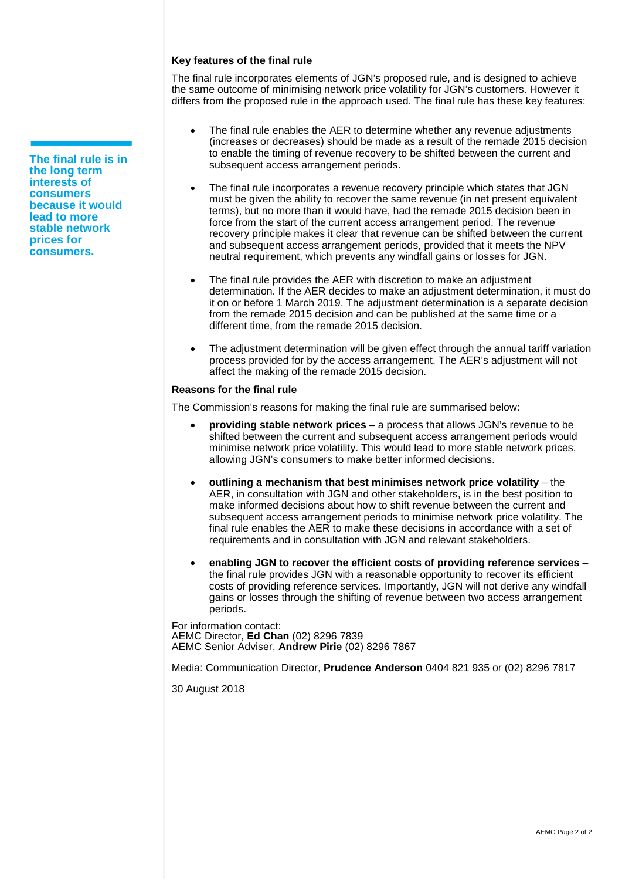**The final rule is in the long term interests of consumers because it would lead to more stable network prices for consumers.**

### Key features of the final rule

The final rule incorporates elements of JGN's proposed rule, and is designed to achieve the same outcome of minimising network price volatility for JGN's customers. However it differs from the proposed rule in the approach used. The final rule has these key features:

- The final rule enables the AER to determine whether any revenue adjustments (increases or decreases) should be made as a result of the remade 2015 decision to enable the timing of revenue recovery to be shifted between the current and subsequent access arrangement periods.
- The final rule incorporates a revenue recovery principle which states that JGN must be given the ability to recover the same revenue (in net present equivalent terms), but no more than it would have, had the remade 2015 decision been in force from the start of the current access arrangement period. The revenue recovery principle makes it clear that revenue can be shifted between the current and subsequent access arrangement periods, provided that it meets the NPV neutral requirement, which prevents any windfall gains or losses for JGN.
- The final rule provides the AER with discretion to make an adjustment determination. If the AER decides to make an adjustment determination, it must do it on or before 1 March 2019. The adjustment determination is a separate decision from the remade 2015 decision and can be published at the same time or a different time, from the remade 2015 decision.
- The adjustment determination will be given effect through the annual tariff variation process provided for by the access arrangement. The AER's adjustment will not affect the making of the remade 2015 decision.

### Reasons for the final rule

The Commission's reasons for making the final rule are summarised below:

- **providing stable network prices** – a process that allows JGN's revenue to be shifted between the current and subsequent access arrangement periods would minimise network price volatility. This would lead to more stable network prices, allowing JGN's consumers to make better informed decisions.
- **outlining a mechanism that best minimises network price volatility** – the AER, in consultation with JGN and other stakeholders, is in the best position to make informed decisions about how to shift revenue between the current and subsequent access arrangement periods to minimise network price volatility. The final rule enables the AER to make these decisions in accordance with a set of requirements and in consultation with JGN and relevant stakeholders.
- **enabling JGN to recover the efficient costs of providing reference services** – the final rule provides JGN with a reasonable opportunity to recover its efficient costs of providing reference services. Importantly, JGN will not derive any windfall gains or losses through the shifting of revenue between two access arrangement periods.

For information contact:
AEMC Director, **Ed Chan** (02) 8296 7839
AEMC Senior Adviser, **Andrew Pirie** (02) 8296 7867

Media: Communication Director, **Prudence Anderson** 0404 821 935 or (02) 8296 7817

30 August 2018